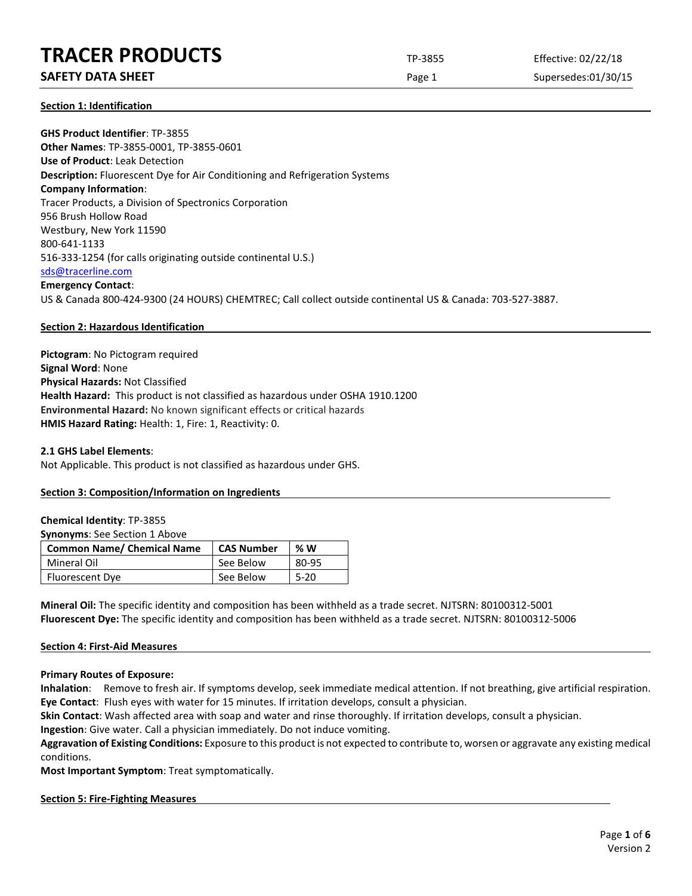# TRACER PRODUCTS

**SAFETY DATA SHEET**

TP-3855 Effective: 02/22/18

Supersedes:01/30/15

## Section 1: Identification

**GHS Product Identifier**: TP-3855
**Other Names**: TP-3855-0001, TP-3855-0601
**Use of Product**: Leak Detection
**Description:** Fluorescent Dye for Air Conditioning and Refrigeration Systems
**Company Information**:
Tracer Products, a Division of Spectronics Corporation
956 Brush Hollow Road
Westbury, New York 11590
800-641-1133
516-333-1254 (for calls originating outside continental U.S.)
sds@tracerline.com
**Emergency Contact**:
US & Canada 800-424-9300 (24 HOURS) CHEMTREC; Call collect outside continental US & Canada: 703-527-3887.

## Section 2: Hazardous Identification

**Pictogram**: No Pictogram required
**Signal Word**: None
**Physical Hazards:** Not Classified
**Health Hazard:** This product is not classified as hazardous under OSHA 1910.1200
**Environmental Hazard:** No known significant effects or critical hazards
**HMIS Hazard Rating:** Health: 1, Fire: 1, Reactivity: 0.

**2.1 GHS Label Elements**:
Not Applicable. This product is not classified as hazardous under GHS.

## Section 3: Composition/Information on Ingredients

**Chemical Identity**: TP-3855
**Synonyms**: See Section 1 Above

| Common Name/ Chemical Name | CAS Number | % W |
|---|---|---|
| Mineral Oil | See Below | 80-95 |
| Fluorescent Dye | See Below | 5-20 |

**Mineral Oil:** The specific identity and composition has been withheld as a trade secret. NJTSRN: 80100312-5001
**Fluorescent Dye:** The specific identity and composition has been withheld as a trade secret. NJTSRN: 80100312-5006

## Section 4: First-Aid Measures

**Primary Routes of Exposure:**
**Inhalation**: Remove to fresh air. If symptoms develop, seek immediate medical attention. If not breathing, give artificial respiration.
**Eye Contact**: Flush eyes with water for 15 minutes. If irritation develops, consult a physician.
**Skin Contact**: Wash affected area with soap and water and rinse thoroughly. If irritation develops, consult a physician.
**Ingestion**: Give water. Call a physician immediately. Do not induce vomiting.
**Aggravation of Existing Conditions:** Exposure to this product is not expected to contribute to, worsen or aggravate any existing medical conditions.
**Most Important Symptom**: Treat symptomatically.

## Section 5: Fire-Fighting Measures

Version 2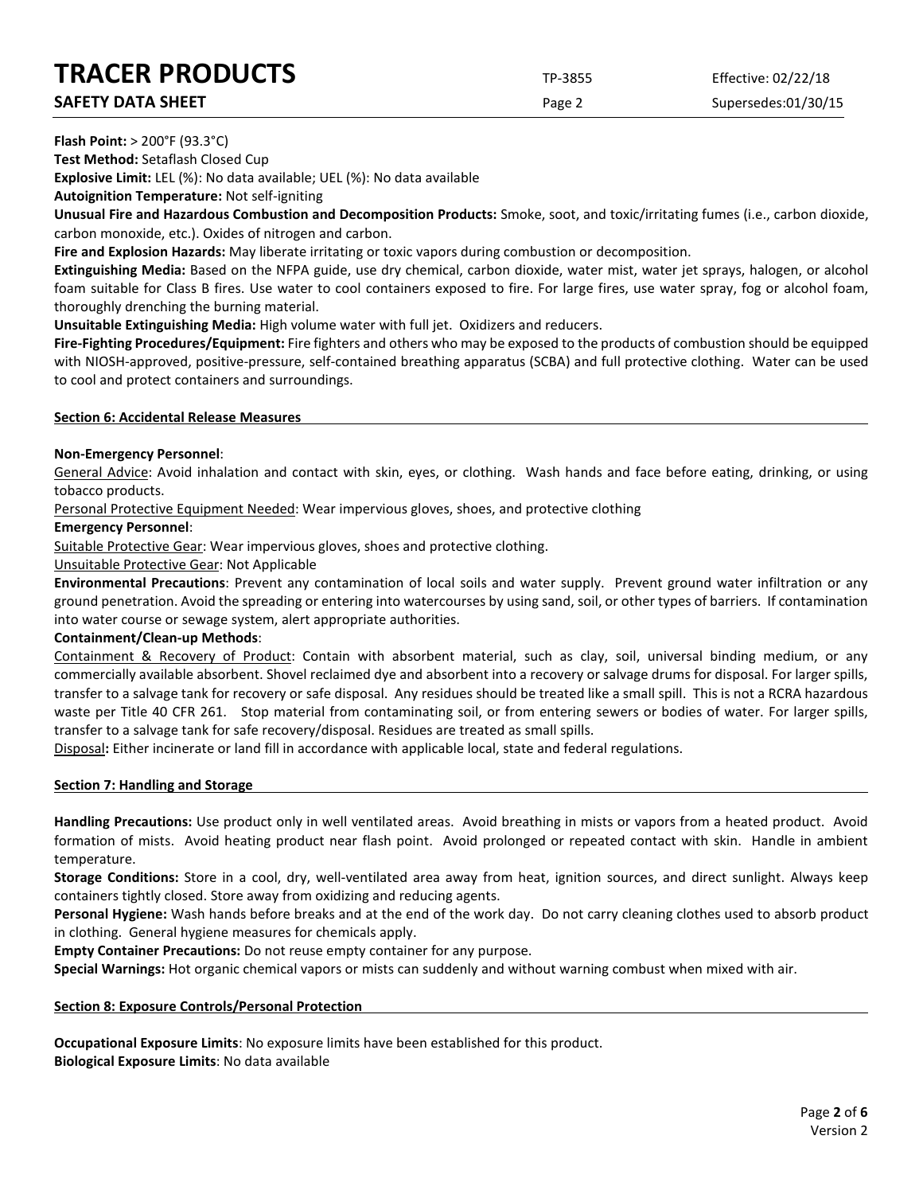**Flash Point:** > 200°F (93.3°C)

**Test Method:** Setaflash Closed Cup

**Explosive Limit:** LEL (%): No data available; UEL (%): No data available

**Autoignition Temperature:** Not self-igniting

**Unusual Fire and Hazardous Combustion and Decomposition Products:** Smoke, soot, and toxic/irritating fumes (i.e., carbon dioxide, carbon monoxide, etc.). Oxides of nitrogen and carbon.

**Fire and Explosion Hazards:** May liberate irritating or toxic vapors during combustion or decomposition.

**Extinguishing Media:** Based on the NFPA guide, use dry chemical, carbon dioxide, water mist, water jet sprays, halogen, or alcohol foam suitable for Class B fires. Use water to cool containers exposed to fire. For large fires, use water spray, fog or alcohol foam, thoroughly drenching the burning material.

**Unsuitable Extinguishing Media:** High volume water with full jet. Oxidizers and reducers.

**Fire-Fighting Procedures/Equipment:** Fire fighters and others who may be exposed to the products of combustion should be equipped with NIOSH-approved, positive-pressure, self-contained breathing apparatus (SCBA) and full protective clothing. Water can be used to cool and protect containers and surroundings.

## Section 6: Accidental Release Measures

**Non-Emergency Personnel**:

General Advice: Avoid inhalation and contact with skin, eyes, or clothing. Wash hands and face before eating, drinking, or using tobacco products.

Personal Protective Equipment Needed: Wear impervious gloves, shoes, and protective clothing

**Emergency Personnel**:

Suitable Protective Gear: Wear impervious gloves, shoes and protective clothing.

Unsuitable Protective Gear: Not Applicable

**Environmental Precautions**: Prevent any contamination of local soils and water supply. Prevent ground water infiltration or any ground penetration. Avoid the spreading or entering into watercourses by using sand, soil, or other types of barriers. If contamination into water course or sewage system, alert appropriate authorities.

**Containment/Clean-up Methods**:

Containment & Recovery of Product: Contain with absorbent material, such as clay, soil, universal binding medium, or any commercially available absorbent. Shovel reclaimed dye and absorbent into a recovery or salvage drums for disposal. For larger spills, transfer to a salvage tank for recovery or safe disposal. Any residues should be treated like a small spill. This is not a RCRA hazardous waste per Title 40 CFR 261. Stop material from contaminating soil, or from entering sewers or bodies of water. For larger spills, transfer to a salvage tank for safe recovery/disposal. Residues are treated as small spills.

Disposal**:** Either incinerate or land fill in accordance with applicable local, state and federal regulations.

## Section 7: Handling and Storage

**Handling Precautions:** Use product only in well ventilated areas. Avoid breathing in mists or vapors from a heated product. Avoid formation of mists. Avoid heating product near flash point. Avoid prolonged or repeated contact with skin. Handle in ambient temperature.

**Storage Conditions:** Store in a cool, dry, well-ventilated area away from heat, ignition sources, and direct sunlight. Always keep containers tightly closed. Store away from oxidizing and reducing agents.

**Personal Hygiene:** Wash hands before breaks and at the end of the work day. Do not carry cleaning clothes used to absorb product in clothing. General hygiene measures for chemicals apply.

**Empty Container Precautions:** Do not reuse empty container for any purpose.

**Special Warnings:** Hot organic chemical vapors or mists can suddenly and without warning combust when mixed with air.

## Section 8: Exposure Controls/Personal Protection

**Occupational Exposure Limits**: No exposure limits have been established for this product.

**Biological Exposure Limits**: No data available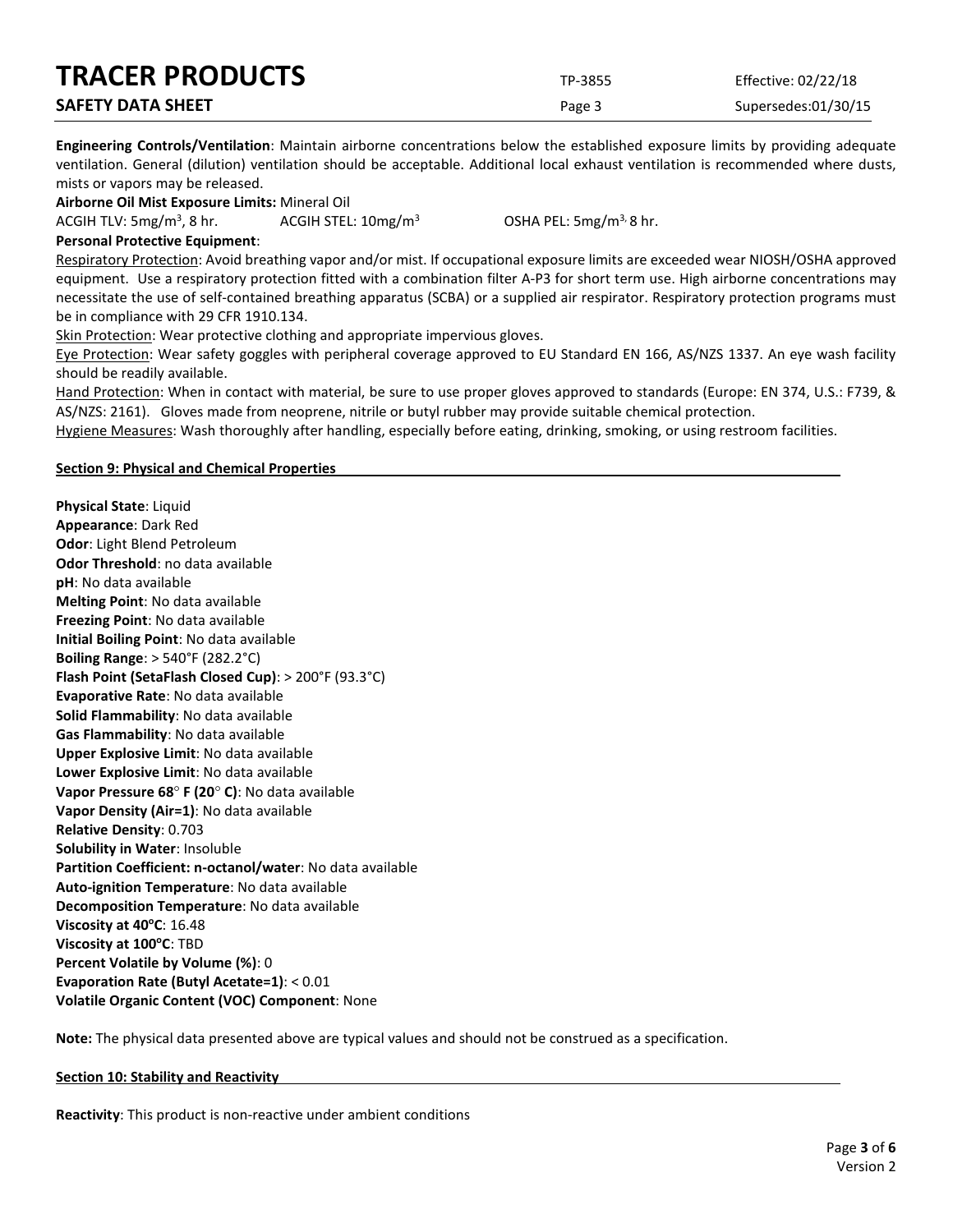**Engineering Controls/Ventilation**: Maintain airborne concentrations below the established exposure limits by providing adequate ventilation. General (dilution) ventilation should be acceptable. Additional local exhaust ventilation is recommended where dusts, mists or vapors may be released.

**Airborne Oil Mist Exposure Limits:** Mineral Oil

ACGIH TLV: 5mg/m$^3$, 8 hr. ACGIH STEL: 10mg/m$^3$ OSHA PEL: 5mg/m$^3$, 8 hr.

**Personal Protective Equipment**:

Respiratory Protection: Avoid breathing vapor and/or mist. If occupational exposure limits are exceeded wear NIOSH/OSHA approved equipment. Use a respiratory protection fitted with a combination filter A-P3 for short term use. High airborne concentrations may necessitate the use of self-contained breathing apparatus (SCBA) or a supplied air respirator. Respiratory protection programs must be in compliance with 29 CFR 1910.134.

Skin Protection: Wear protective clothing and appropriate impervious gloves.

Eye Protection: Wear safety goggles with peripheral coverage approved to EU Standard EN 166, AS/NZS 1337. An eye wash facility should be readily available.

Hand Protection: When in contact with material, be sure to use proper gloves approved to standards (Europe: EN 374, U.S.: F739, & AS/NZS: 2161). Gloves made from neoprene, nitrile or butyl rubber may provide suitable chemical protection.

Hygiene Measures: Wash thoroughly after handling, especially before eating, drinking, smoking, or using restroom facilities.

## Section 9: Physical and Chemical Properties

**Physical State**: Liquid
**Appearance**: Dark Red
**Odor**: Light Blend Petroleum
**Odor Threshold**: no data available
**pH**: No data available
**Melting Point**: No data available
**Freezing Point**: No data available
**Initial Boiling Point**: No data available
**Boiling Range**: > 540°F (282.2°C)
**Flash Point (SetaFlash Closed Cup)**: > 200°F (93.3°C)
**Evaporative Rate**: No data available
**Solid Flammability**: No data available
**Gas Flammability**: No data available
**Upper Explosive Limit**: No data available
**Lower Explosive Limit**: No data available
**Vapor Pressure 68° F (20° C)**: No data available
**Vapor Density (Air=1)**: No data available
**Relative Density**: 0.703
**Solubility in Water**: Insoluble
**Partition Coefficient: n-octanol/water**: No data available
**Auto-ignition Temperature**: No data available
**Decomposition Temperature**: No data available
**Viscosity at 40°C**: 16.48
**Viscosity at 100°C**: TBD
**Percent Volatile by Volume (%)**: 0
**Evaporation Rate (Butyl Acetate=1)**: < 0.01
**Volatile Organic Content (VOC) Component**: None

**Note:** The physical data presented above are typical values and should not be construed as a specification.

## Section 10: Stability and Reactivity

**Reactivity**: This product is non-reactive under ambient conditions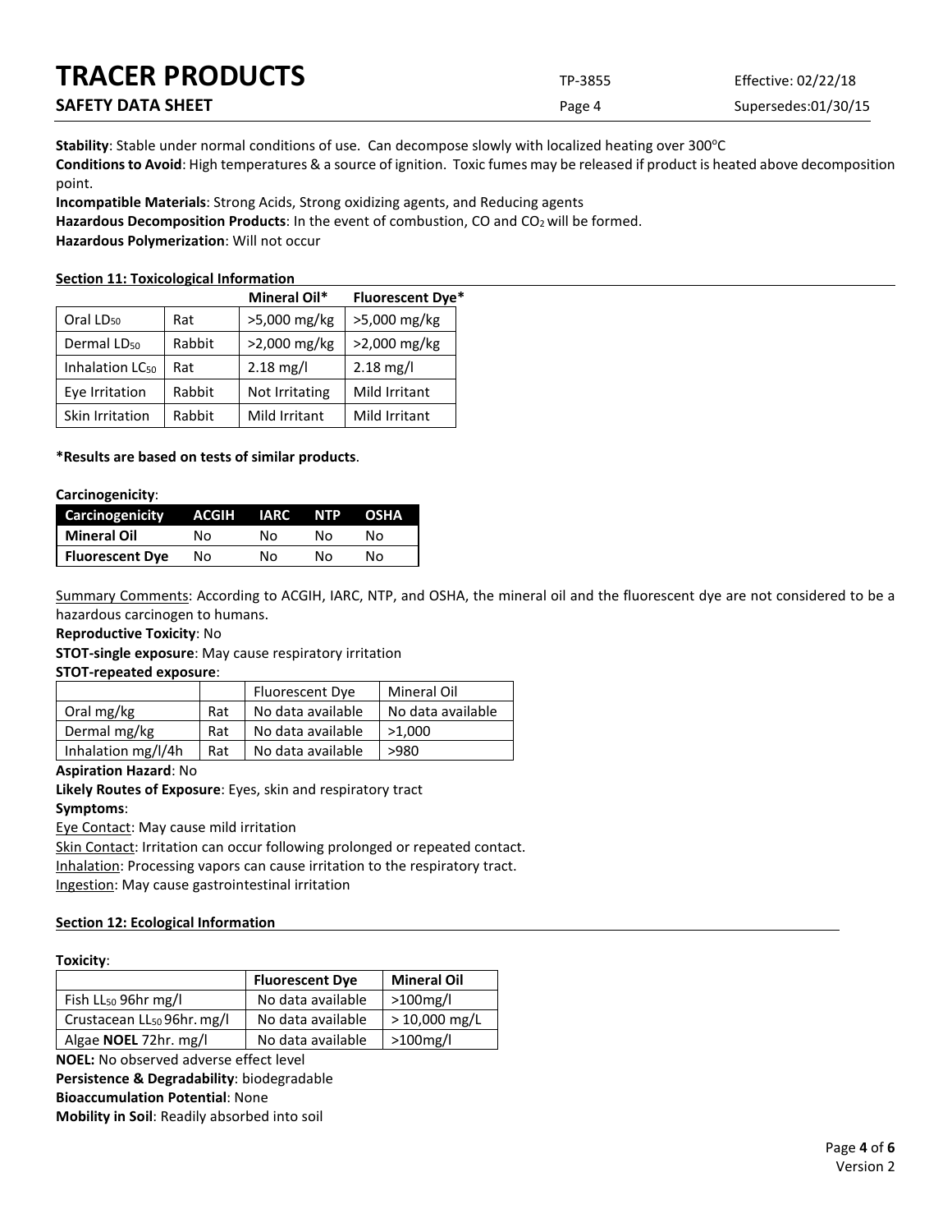**Stability**: Stable under normal conditions of use. Can decompose slowly with localized heating over 300°C

**Conditions to Avoid**: High temperatures & a source of ignition. Toxic fumes may be released if product is heated above decomposition point.

**Incompatible Materials**: Strong Acids, Strong oxidizing agents, and Reducing agents

**Hazardous Decomposition Products**: In the event of combustion, CO and $CO_2$ will be formed.

**Hazardous Polymerization**: Will not occur

## Section 11: Toxicological Information

| | | Mineral Oil* | Fluorescent Dye* |
|---|---|---|---|
| Oral $LD_{50}$ | Rat | >5,000 mg/kg | >5,000 mg/kg |
| Dermal $LD_{50}$ | Rabbit | >2,000 mg/kg | >2,000 mg/kg |
| Inhalation $LC_{50}$ | Rat | 2.18 mg/l | 2.18 mg/l |
| Eye Irritation | Rabbit | Not Irritating | Mild Irritant |
| Skin Irritation | Rabbit | Mild Irritant | Mild Irritant |

**\*Results are based on tests of similar products**.

**Carcinogenicity**:

| Carcinogenicity | ACGIH | IARC | NTP | OSHA |
|---|---|---|---|---|
| **Mineral Oil** | No | No | No | No |
| **Fluorescent Dye** | No | No | No | No |

Summary Comments: According to ACGIH, IARC, NTP, and OSHA, the mineral oil and the fluorescent dye are not considered to be a hazardous carcinogen to humans.

**Reproductive Toxicity**: No

**STOT-single exposure**: May cause respiratory irritation

**STOT-repeated exposure**:

| | | Fluorescent Dye | Mineral Oil |
|---|---|---|---|
| Oral mg/kg | Rat | No data available | No data available |
| Dermal mg/kg | Rat | No data available | >1,000 |
| Inhalation mg/l/4h | Rat | No data available | >980 |

**Aspiration Hazard**: No

**Likely Routes of Exposure**: Eyes, skin and respiratory tract

**Symptoms**:

Eye Contact: May cause mild irritation

Skin Contact: Irritation can occur following prolonged or repeated contact.

Inhalation: Processing vapors can cause irritation to the respiratory tract.

Ingestion: May cause gastrointestinal irritation

## Section 12: Ecological Information

**Toxicity**:

| | Fluorescent Dye | Mineral Oil |
|---|---|---|
| Fish $LL_{50}$ 96hr mg/l | No data available | >100mg/l |
| Crustacean $LL_{50}$ 96hr. mg/l | No data available | > 10,000 mg/L |
| Algae **NOEL** 72hr. mg/l | No data available | >100mg/l |

**NOEL:** No observed adverse effect level

**Persistence & Degradability**: biodegradable

**Bioaccumulation Potential**: None

**Mobility in Soil**: Readily absorbed into soil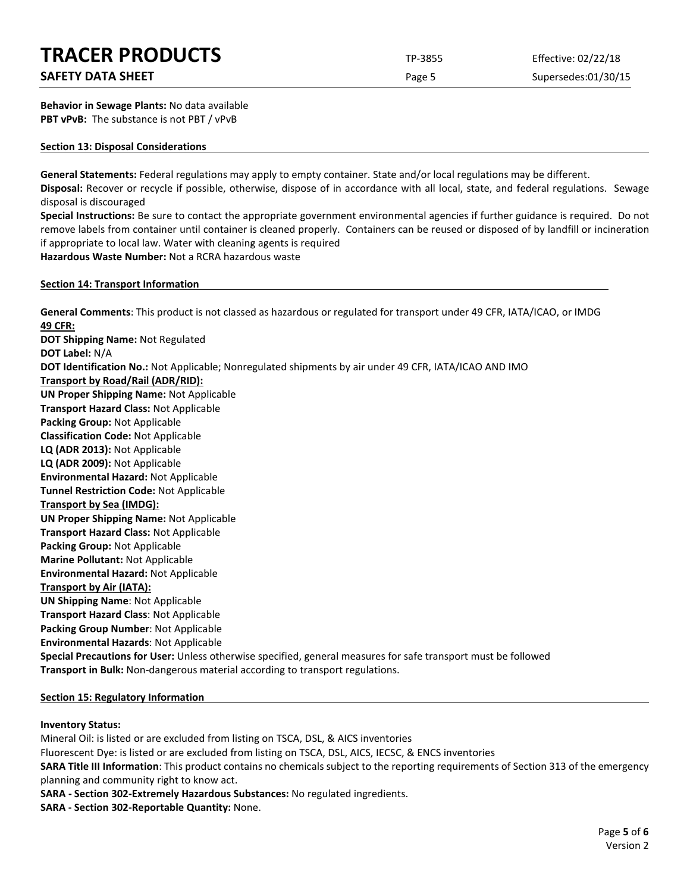**Behavior in Sewage Plants:** No data available
**PBT vPvB:** The substance is not PBT / vPvB

## Section 13: Disposal Considerations

**General Statements:** Federal regulations may apply to empty container. State and/or local regulations may be different.
**Disposal:** Recover or recycle if possible, otherwise, dispose of in accordance with all local, state, and federal regulations. Sewage disposal is discouraged
**Special Instructions:** Be sure to contact the appropriate government environmental agencies if further guidance is required. Do not remove labels from container until container is cleaned properly. Containers can be reused or disposed of by landfill or incineration if appropriate to local law. Water with cleaning agents is required
**Hazardous Waste Number:** Not a RCRA hazardous waste

## Section 14: Transport Information

**General Comments**: This product is not classed as hazardous or regulated for transport under 49 CFR, IATA/ICAO, or IMDG
**49 CFR:**
**DOT Shipping Name:** Not Regulated
**DOT Label:** N/A
**DOT Identification No.:** Not Applicable; Nonregulated shipments by air under 49 CFR, IATA/ICAO AND IMO
**Transport by Road/Rail (ADR/RID):**
**UN Proper Shipping Name:** Not Applicable
**Transport Hazard Class:** Not Applicable
**Packing Group:** Not Applicable
**Classification Code:** Not Applicable
**LQ (ADR 2013):** Not Applicable
**LQ (ADR 2009):** Not Applicable
**Environmental Hazard:** Not Applicable
**Tunnel Restriction Code:** Not Applicable
**Transport by Sea (IMDG):**
**UN Proper Shipping Name:** Not Applicable
**Transport Hazard Class:** Not Applicable
**Packing Group:** Not Applicable
**Marine Pollutant:** Not Applicable
**Environmental Hazard:** Not Applicable
**Transport by Air (IATA):**
**UN Shipping Name**: Not Applicable
**Transport Hazard Class**: Not Applicable
**Packing Group Number**: Not Applicable
**Environmental Hazards**: Not Applicable
**Special Precautions for User:** Unless otherwise specified, general measures for safe transport must be followed
**Transport in Bulk:** Non-dangerous material according to transport regulations.

## Section 15: Regulatory Information

**Inventory Status:**
Mineral Oil: is listed or are excluded from listing on TSCA, DSL, & AICS inventories
Fluorescent Dye: is listed or are excluded from listing on TSCA, DSL, AICS, IECSC, & ENCS inventories
**SARA Title III Information**: This product contains no chemicals subject to the reporting requirements of Section 313 of the emergency planning and community right to know act.
**SARA - Section 302-Extremely Hazardous Substances:** No regulated ingredients.
**SARA - Section 302-Reportable Quantity:** None.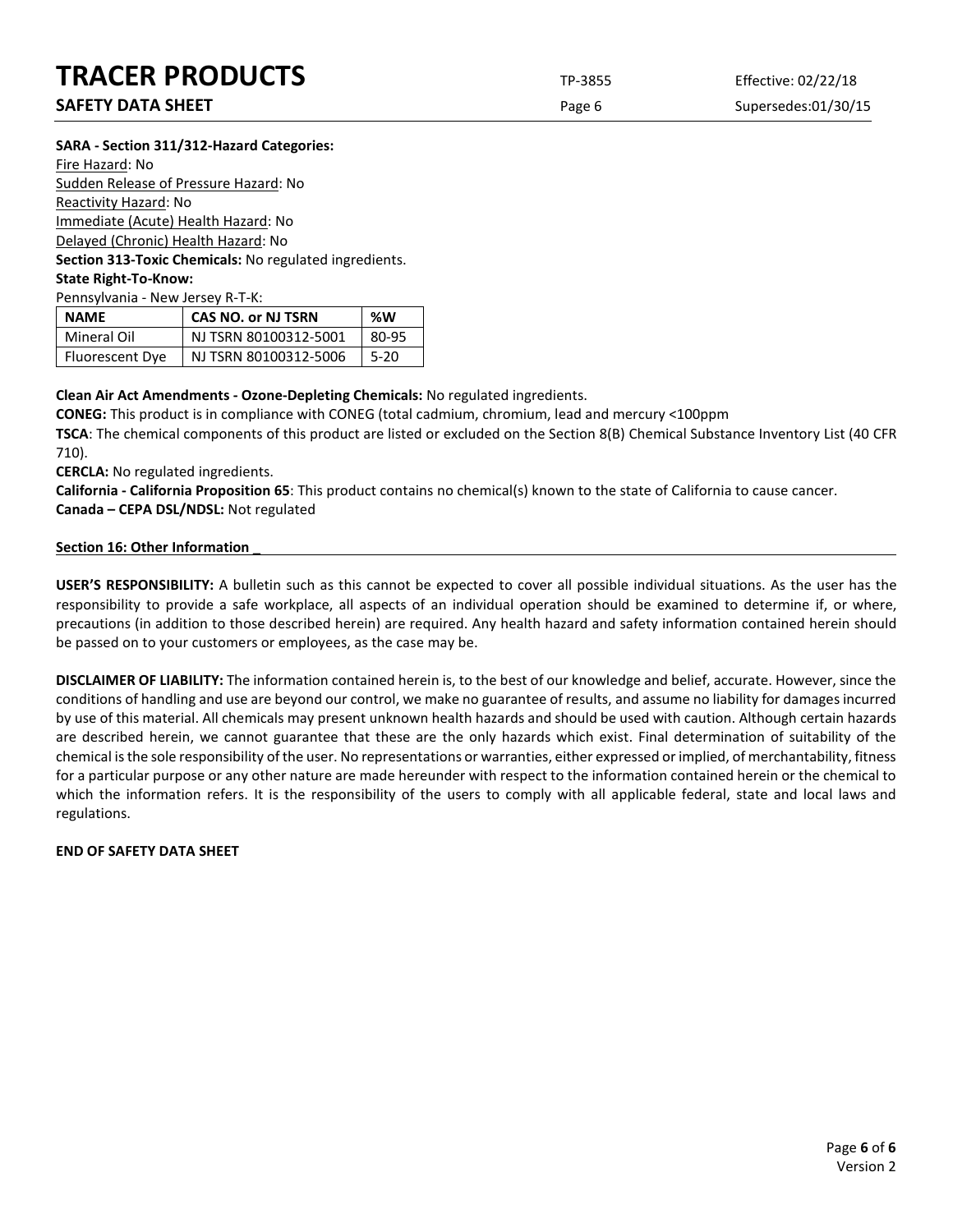**SARA - Section 311/312-Hazard Categories:**

Fire Hazard: No
Sudden Release of Pressure Hazard: No
Reactivity Hazard: No
Immediate (Acute) Health Hazard: No
Delayed (Chronic) Health Hazard: No

**Section 313-Toxic Chemicals:** No regulated ingredients.

**State Right-To-Know:**

Pennsylvania - New Jersey R-T-K:

| NAME | CAS NO. or NJ TSRN | %W |
|---|---|---|
| Mineral Oil | NJ TSRN 80100312-5001 | 80-95 |
| Fluorescent Dye | NJ TSRN 80100312-5006 | 5-20 |

**Clean Air Act Amendments - Ozone-Depleting Chemicals:** No regulated ingredients.

**CONEG:** This product is in compliance with CONEG (total cadmium, chromium, lead and mercury <100ppm

**TSCA**: The chemical components of this product are listed or excluded on the Section 8(B) Chemical Substance Inventory List (40 CFR 710).

**CERCLA:** No regulated ingredients.

**California - California Proposition 65**: This product contains no chemical(s) known to the state of California to cause cancer.

**Canada – CEPA DSL/NDSL:** Not regulated

## Section 16: Other Information

**USER'S RESPONSIBILITY:** A bulletin such as this cannot be expected to cover all possible individual situations. As the user has the responsibility to provide a safe workplace, all aspects of an individual operation should be examined to determine if, or where, precautions (in addition to those described herein) are required. Any health hazard and safety information contained herein should be passed on to your customers or employees, as the case may be.

**DISCLAIMER OF LIABILITY:** The information contained herein is, to the best of our knowledge and belief, accurate. However, since the conditions of handling and use are beyond our control, we make no guarantee of results, and assume no liability for damages incurred by use of this material. All chemicals may present unknown health hazards and should be used with caution. Although certain hazards are described herein, we cannot guarantee that these are the only hazards which exist. Final determination of suitability of the chemical is the sole responsibility of the user. No representations or warranties, either expressed or implied, of merchantability, fitness for a particular purpose or any other nature are made hereunder with respect to the information contained herein or the chemical to which the information refers. It is the responsibility of the users to comply with all applicable federal, state and local laws and regulations.

**END OF SAFETY DATA SHEET**

Version 2